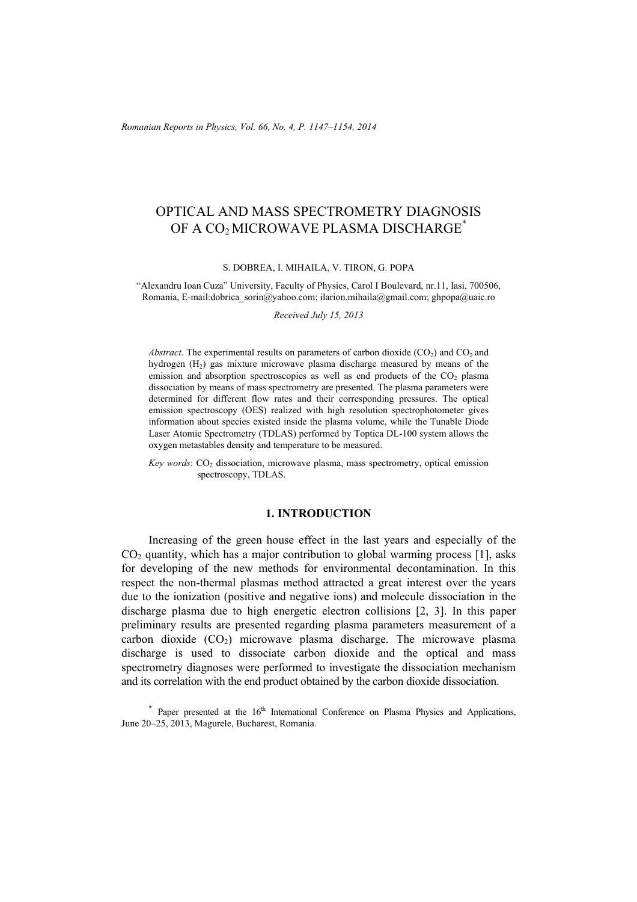# OPTICAL AND MASS SPECTROMETRY DIAGNOSIS OF A $CO_2$ MICROWAVE PLASMA DISCHARGE*

S. DOBREA, I. MIHAILA, V. TIRON, G. POPA

"Alexandru Ioan Cuza" University, Faculty of Physics, Carol I Boulevard, nr.11, Iasi, 700506, Romania, E-mail:dobrica_sorin@yahoo.com; ilarion.mihaila@gmail.com; ghpopa@uaic.ro

*Received July 15, 2013*

*Abstract*. The experimental results on parameters of carbon dioxide ($CO_2$) and $CO_2$ and hydrogen ($H_2$) gas mixture microwave plasma discharge measured by means of the emission and absorption spectroscopies as well as end products of the $CO_2$ plasma dissociation by means of mass spectrometry are presented. The plasma parameters were determined for different flow rates and their corresponding pressures. The optical emission spectroscopy (OES) realized with high resolution spectrophotometer gives information about species existed inside the plasma volume, while the Tunable Diode Laser Atomic Spectrometry (TDLAS) performed by Toptica DL-100 system allows the oxygen metastables density and temperature to be measured.

*Key words*: $CO_2$ dissociation, microwave plasma, mass spectrometry, optical emission spectroscopy, TDLAS.

## 1. INTRODUCTION

Increasing of the green house effect in the last years and especially of the $CO_2$ quantity, which has a major contribution to global warming process [1], asks for developing of the new methods for environmental decontamination. In this respect the non-thermal plasmas method attracted a great interest over the years due to the ionization (positive and negative ions) and molecule dissociation in the discharge plasma due to high energetic electron collisions [2, 3]. In this paper preliminary results are presented regarding plasma parameters measurement of a carbon dioxide ($CO_2$) microwave plasma discharge. The microwave plasma discharge is used to dissociate carbon dioxide and the optical and mass spectrometry diagnoses were performed to investigate the dissociation mechanism and its correlation with the end product obtained by the carbon dioxide dissociation.

* Paper presented at the 16th International Conference on Plasma Physics and Applications, June 20–25, 2013, Magurele, Bucharest, Romania.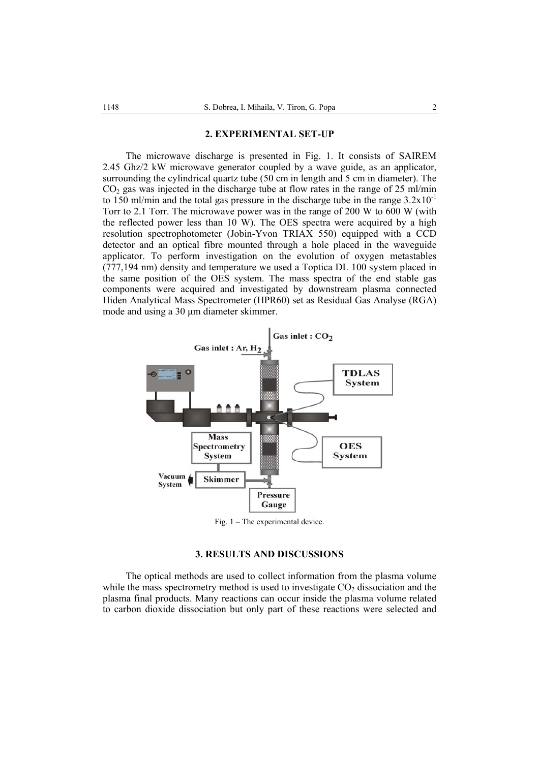## 2. EXPERIMENTAL SET-UP

The microwave discharge is presented in Fig. 1. It consists of SAIREM 2.45 Ghz/2 kW microwave generator coupled by a wave guide, as an applicator, surrounding the cylindrical quartz tube (50 cm in length and 5 cm in diameter). The $CO_2$ gas was injected in the discharge tube at flow rates in the range of 25 ml/min to 150 ml/min and the total gas pressure in the discharge tube in the range $3.2 \times 10^{-1}$ Torr to 2.1 Torr. The microwave power was in the range of 200 W to 600 W (with the reflected power less than 10 W). The OES spectra were acquired by a high resolution spectrophotometer (Jobin-Yvon TRIAX 550) equipped with a CCD detector and an optical fibre mounted through a hole placed in the waveguide applicator. To perform investigation on the evolution of oxygen metastables (777,194 nm) density and temperature we used a Toptica DL 100 system placed in the same position of the OES system. The mass spectra of the end stable gas components were acquired and investigated by downstream plasma connected Hiden Analytical Mass Spectrometer (HPR60) set as Residual Gas Analyse (RGA) mode and using a 30 μm diameter skimmer.

Fig. 1 – The experimental device.

## 3. RESULTS AND DISCUSSIONS

The optical methods are used to collect information from the plasma volume while the mass spectrometry method is used to investigate $CO_2$ dissociation and the plasma final products. Many reactions can occur inside the plasma volume related to carbon dioxide dissociation but only part of these reactions were selected and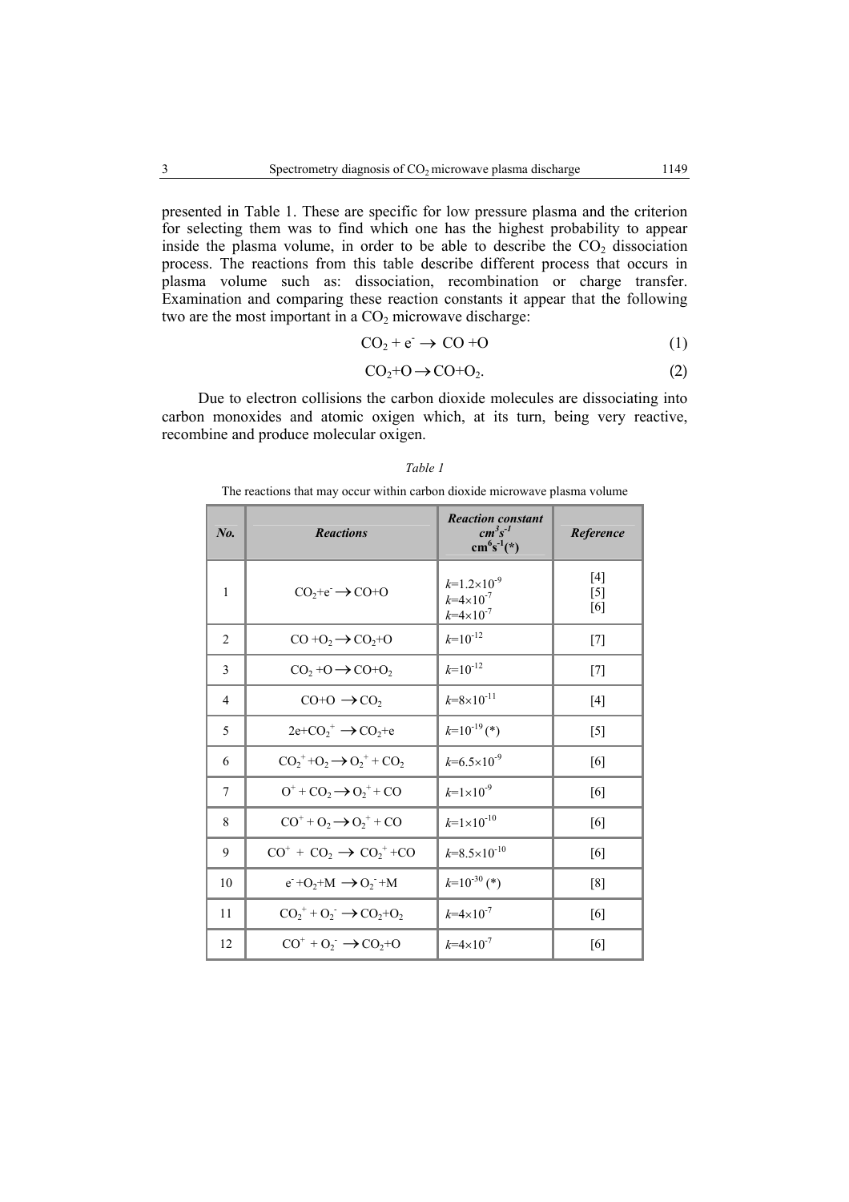presented in Table 1. These are specific for low pressure plasma and the criterion for selecting them was to find which one has the highest probability to appear inside the plasma volume, in order to be able to describe the $CO_2$ dissociation process. The reactions from this table describe different process that occurs in plasma volume such as: dissociation, recombination or charge transfer. Examination and comparing these reaction constants it appear that the following two are the most important in a $CO_2$ microwave discharge:

$$CO_2 + e^- \rightarrow CO + O \tag{1}$$

$$CO_2 + O \rightarrow CO + O_2. \tag{2}$$

Due to electron collisions the carbon dioxide molecules are dissociating into carbon monoxides and atomic oxigen which, at its turn, being very reactive, recombine and produce molecular oxigen.

*Table 1*

The reactions that may occur within carbon dioxide microwave plasma volume

| ***No.*** | ***Reactions*** | ***Reaction constant*** $cm^3s^{-1}$ $cm^6s^{-1}$(*) | ***Reference*** |
|---|---|---|---|
| 1 | $CO_2 + e^- \rightarrow CO + O$ | $k=1.2\times10^{-9}$ $k=4\times10^{-7}$ $k=4\times10^{-7}$ | [4] [5] [6] |
| 2 | $CO + O_2 \rightarrow CO_2 + O$ | $k=10^{-12}$ | [7] |
| 3 | $CO_2 + O \rightarrow CO + O_2$ | $k=10^{-12}$ | [7] |
| 4 | $CO + O \rightarrow CO_2$ | $k=8\times10^{-11}$ | [4] |
| 5 | $2e + CO_2^+ \rightarrow CO_2 + e$ | $k=10^{-19}$ (*) | [5] |
| 6 | $CO_2^+ + O_2 \rightarrow O_2^+ + CO_2$ | $k=6.5\times10^{-9}$ | [6] |
| 7 | $O^+ + CO_2 \rightarrow O_2^+ + CO$ | $k=1\times10^{-9}$ | [6] |
| 8 | $CO^+ + O_2 \rightarrow O_2^+ + CO$ | $k=1\times10^{-10}$ | [6] |
| 9 | $CO^+ + CO_2 \rightarrow CO_2^+ + CO$ | $k=8.5\times10^{-10}$ | [6] |
| 10 | $e^- + O_2 + M \rightarrow O_2^- + M$ | $k=10^{-30}$ (*) | [8] |
| 11 | $CO_2^+ + O_2^- \rightarrow CO_2 + O_2$ | $k=4\times10^{-7}$ | [6] |
| 12 | $CO^+ + O_2^- \rightarrow CO_2 + O$ | $k=4\times10^{-7}$ | [6] |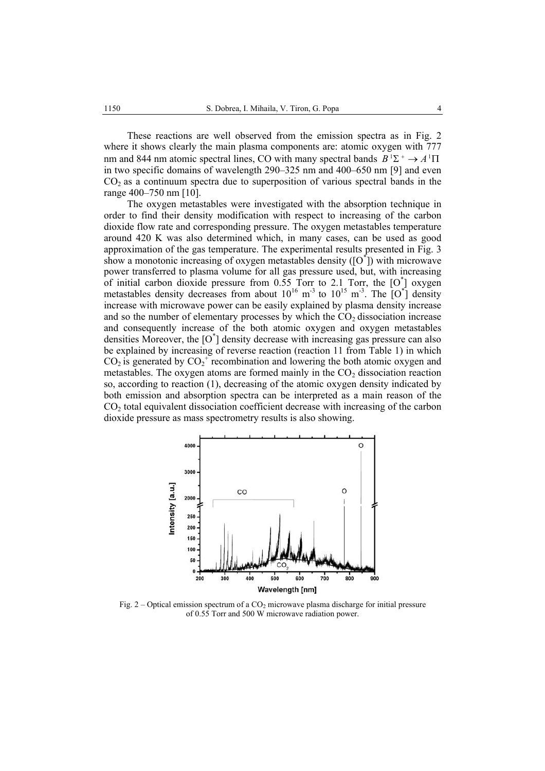These reactions are well observed from the emission spectra as in Fig. 2 where it shows clearly the main plasma components are: atomic oxygen with 777 nm and 844 nm atomic spectral lines, CO with many spectral bands $B\,^1\Sigma^+ \rightarrow A\,^1\Pi$ in two specific domains of wavelength 290–325 nm and 400–650 nm [9] and even $CO_2$ as a continuum spectra due to superposition of various spectral bands in the range 400–750 nm [10].

The oxygen metastables were investigated with the absorption technique in order to find their density modification with respect to increasing of the carbon dioxide flow rate and corresponding pressure. The oxygen metastables temperature around 420 K was also determined which, in many cases, can be used as good approximation of the gas temperature. The experimental results presented in Fig. 3 show a monotonic increasing of oxygen metastables density ($[O^*]$) with microwave power transferred to plasma volume for all gas pressure used, but, with increasing of initial carbon dioxide pressure from 0.55 Torr to 2.1 Torr, the $[O^*]$ oxygen metastables density decreases from about $10^{16}$ m$^{-3}$ to $10^{15}$ m$^{-3}$. The $[O^*]$ density increase with microwave power can be easily explained by plasma density increase and so the number of elementary processes by which the $CO_2$ dissociation increase and consequently increase of the both atomic oxygen and oxygen metastables densities Moreover, the $[O^*]$ density decrease with increasing gas pressure can also be explained by increasing of reverse reaction (reaction 11 from Table 1) in which $CO_2$ is generated by $CO_2^+$ recombination and lowering the both atomic oxygen and metastables. The oxygen atoms are formed mainly in the $CO_2$ dissociation reaction so, according to reaction (1), decreasing of the atomic oxygen density indicated by both emission and absorption spectra can be interpreted as a main reason of the $CO_2$ total equivalent dissociation coefficient decrease with increasing of the carbon dioxide pressure as mass spectrometry results is also showing.

Fig. 2 – Optical emission spectrum of a $CO_2$ microwave plasma discharge for initial pressure of 0.55 Torr and 500 W microwave radiation power.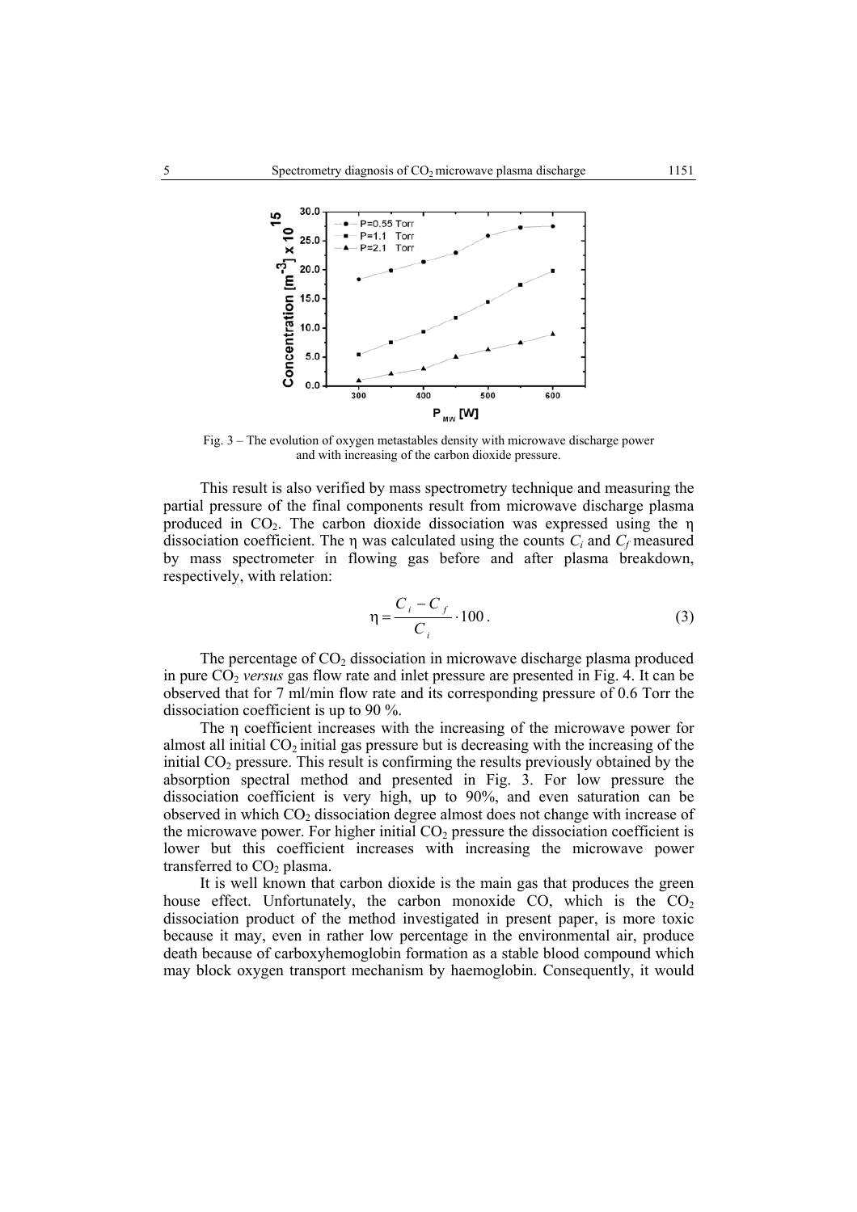Fig. 3 – The evolution of oxygen metastables density with microwave discharge power and with increasing of the carbon dioxide pressure.

This result is also verified by mass spectrometry technique and measuring the partial pressure of the final components result from microwave discharge plasma produced in $CO_2$. The carbon dioxide dissociation was expressed using the $\eta$ dissociation coefficient. The $\eta$ was calculated using the counts $C_i$ and $C_f$ measured by mass spectrometer in flowing gas before and after plasma breakdown, respectively, with relation:

$$\eta = \frac{C_i - C_f}{C_i} \cdot 100 \,. \tag{3}$$

The percentage of $CO_2$ dissociation in microwave discharge plasma produced in pure $CO_2$ *versus* gas flow rate and inlet pressure are presented in Fig. 4. It can be observed that for 7 ml/min flow rate and its corresponding pressure of 0.6 Torr the dissociation coefficient is up to 90 %.

The $\eta$ coefficient increases with the increasing of the microwave power for almost all initial $CO_2$ initial gas pressure but is decreasing with the increasing of the initial $CO_2$ pressure. This result is confirming the results previously obtained by the absorption spectral method and presented in Fig. 3. For low pressure the dissociation coefficient is very high, up to 90%, and even saturation can be observed in which $CO_2$ dissociation degree almost does not change with increase of the microwave power. For higher initial $CO_2$ pressure the dissociation coefficient is lower but this coefficient increases with increasing the microwave power transferred to $CO_2$ plasma.

It is well known that carbon dioxide is the main gas that produces the green house effect. Unfortunately, the carbon monoxide CO, which is the $CO_2$ dissociation product of the method investigated in present paper, is more toxic because it may, even in rather low percentage in the environmental air, produce death because of carboxyhemoglobin formation as a stable blood compound which may block oxygen transport mechanism by haemoglobin. Consequently, it would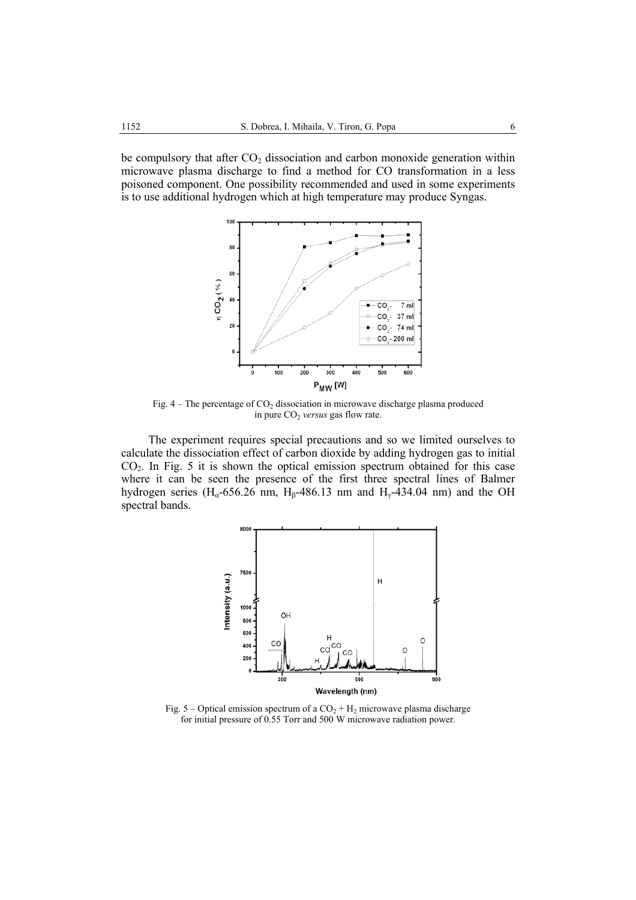be compulsory that after $CO_2$ dissociation and carbon monoxide generation within microwave plasma discharge to find a method for CO transformation in a less poisoned component. One possibility recommended and used in some experiments is to use additional hydrogen which at high temperature may produce Syngas.

Fig. 4 – The percentage of $CO_2$ dissociation in microwave discharge plasma produced in pure $CO_2$ *versus* gas flow rate.

The experiment requires special precautions and so we limited ourselves to calculate the dissociation effect of carbon dioxide by adding hydrogen gas to initial $CO_2$. In Fig. 5 it is shown the optical emission spectrum obtained for this case where it can be seen the presence of the first three spectral lines of Balmer hydrogen series ($H_\alpha$-656.26 nm, $H_\beta$-486.13 nm and $H_\gamma$-434.04 nm) and the OH spectral bands.

Fig. 5 – Optical emission spectrum of a $CO_2 + H_2$ microwave plasma discharge for initial pressure of 0.55 Torr and 500 W microwave radiation power.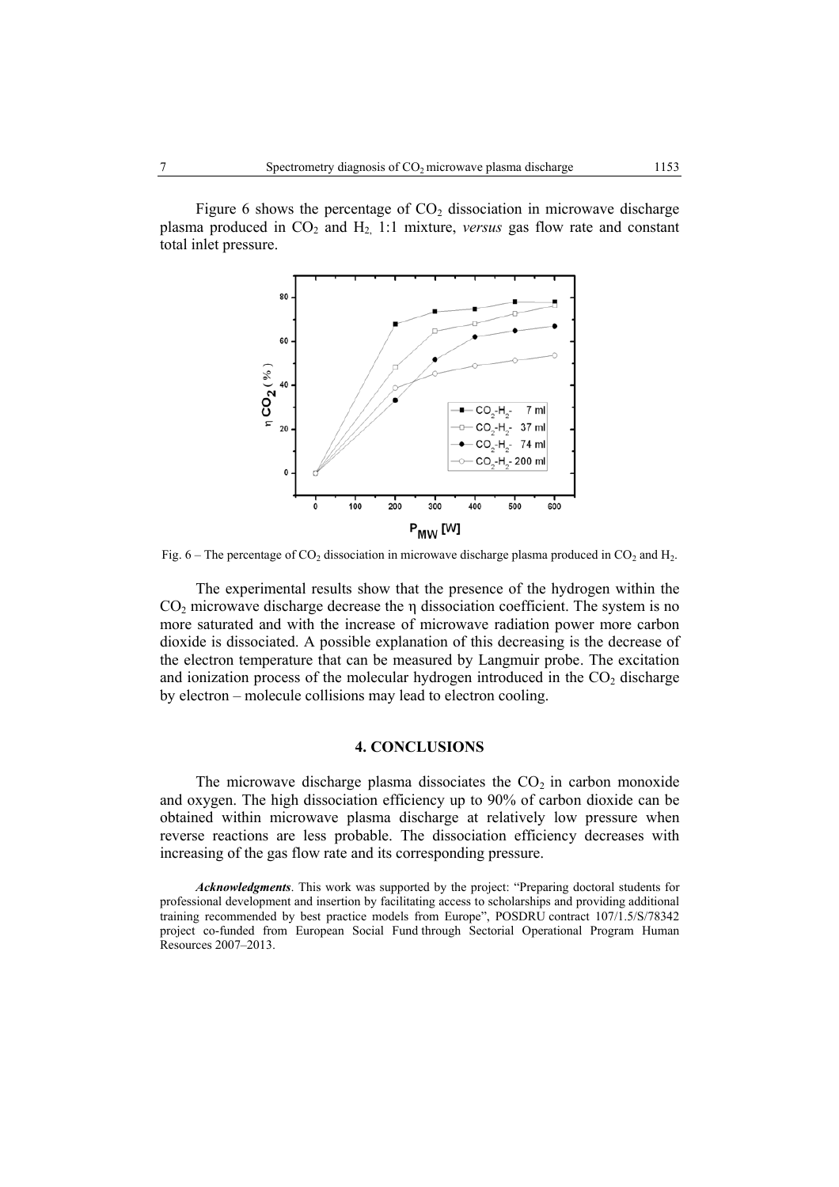Figure 6 shows the percentage of $CO_2$ dissociation in microwave discharge plasma produced in $CO_2$ and $H_2$, 1:1 mixture, *versus* gas flow rate and constant total inlet pressure.

Fig. 6 – The percentage of $CO_2$ dissociation in microwave discharge plasma produced in $CO_2$ and $H_2$.

The experimental results show that the presence of the hydrogen within the $CO_2$ microwave discharge decrease the η dissociation coefficient. The system is no more saturated and with the increase of microwave radiation power more carbon dioxide is dissociated. A possible explanation of this decreasing is the decrease of the electron temperature that can be measured by Langmuir probe. The excitation and ionization process of the molecular hydrogen introduced in the $CO_2$ discharge by electron – molecule collisions may lead to electron cooling.

## 4. CONCLUSIONS

The microwave discharge plasma dissociates the $CO_2$ in carbon monoxide and oxygen. The high dissociation efficiency up to 90% of carbon dioxide can be obtained within microwave plasma discharge at relatively low pressure when reverse reactions are less probable. The dissociation efficiency decreases with increasing of the gas flow rate and its corresponding pressure.

***Acknowledgments***. This work was supported by the project: "Preparing doctoral students for professional development and insertion by facilitating access to scholarships and providing additional training recommended by best practice models from Europe", POSDRU contract 107/1.5/S/78342 project co-funded from European Social Fund through Sectorial Operational Program Human Resources 2007–2013.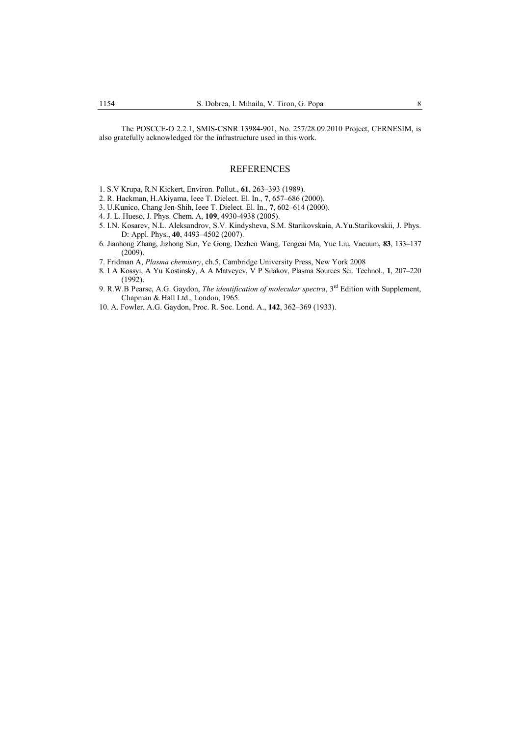The POSCCE-O 2.2.1, SMIS-CSNR 13984-901, No. 257/28.09.2010 Project, CERNESIM, is also gratefully acknowledged for the infrastructure used in this work.

## REFERENCES

1. S.V Krupa, R.N Kickert, Environ. Pollut., **61**, 263–393 (1989).
2. R. Hackman, H.Akiyama, Ieee T. Dielect. El. In., **7**, 657–686 (2000).
3. U.Kunico, Chang Jen-Shih, Ieee T. Dielect. El. In., **7**, 602–614 (2000).
4. J. L. Hueso, J. Phys. Chem. A, **109**, 4930-4938 (2005).
5. I.N. Kosarev, N.L. Aleksandrov, S.V. Kindysheva, S.M. Starikovskaia, A.Yu.Starikovskii, J. Phys. D: Appl. Phys., **40**, 4493–4502 (2007).
6. Jianhong Zhang, Jizhong Sun, Ye Gong, Dezhen Wang, Tengcai Ma, Yue Liu, Vacuum, **83**, 133–137 (2009).
7. Fridman A, *Plasma chemistry*, ch.5, Cambridge University Press, New York 2008
8. I A Kossyi, A Yu Kostinsky, A A Matveyev, V P Silakov, Plasma Sources Sci. Technol., **1**, 207–220 (1992).
9. R.W.B Pearse, A.G. Gaydon, *The identification of molecular spectra*, 3rd Edition with Supplement, Chapman & Hall Ltd., London, 1965.
10. A. Fowler, A.G. Gaydon, Proc. R. Soc. Lond. A., **142**, 362–369 (1933).